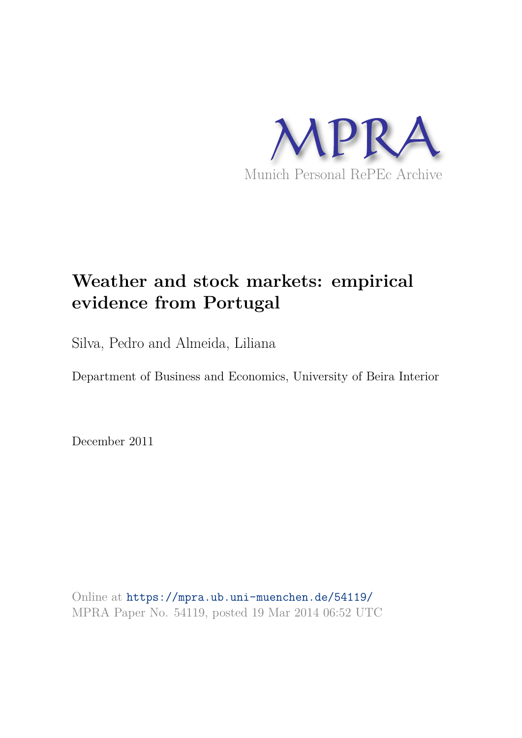MPRA

Munich Personal RePEc Archive

# Weather and stock markets: empirical evidence from Portugal

Silva, Pedro and Almeida, Liliana

Department of Business and Economics, University of Beira Interior

December 2011

Online at https://mpra.ub.uni-muenchen.de/54119/

MPRA Paper No. 54119, posted 19 Mar 2014 06:52 UTC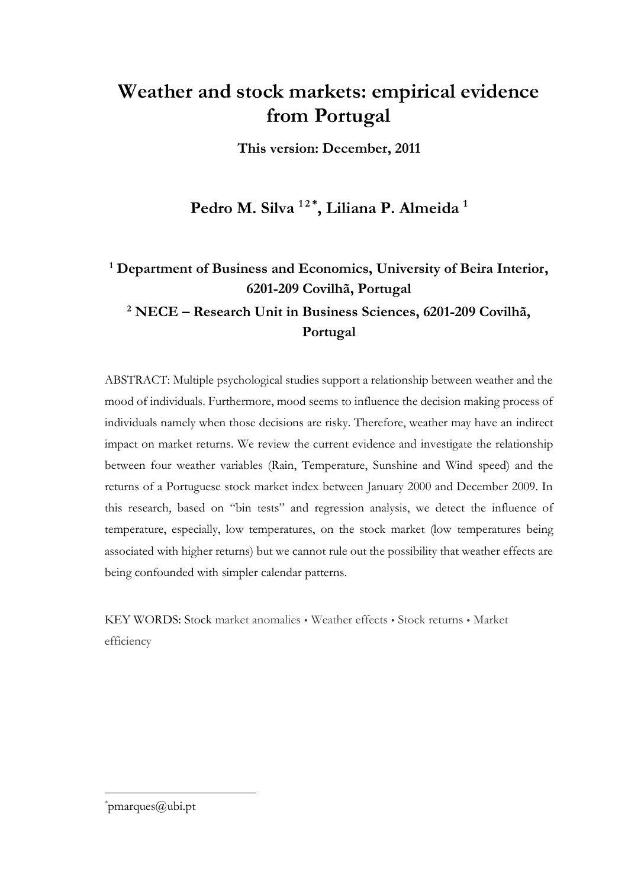# Weather and stock markets: empirical evidence from Portugal

**This version: December, 2011**

**Pedro M. Silva [1,2,*], Liliana P. Almeida [1]**

**[1] Department of Business and Economics, University of Beira Interior, 6201-209 Covilhã, Portugal**

**[2] NECE – Research Unit in Business Sciences, 6201-209 Covilhã, Portugal**

ABSTRACT: Multiple psychological studies support a relationship between weather and the mood of individuals. Furthermore, mood seems to influence the decision making process of individuals namely when those decisions are risky. Therefore, weather may have an indirect impact on market returns. We review the current evidence and investigate the relationship between four weather variables (Rain, Temperature, Sunshine and Wind speed) and the returns of a Portuguese stock market index between January 2000 and December 2009. In this research, based on "bin tests" and regression analysis, we detect the influence of temperature, especially, low temperatures, on the stock market (low temperatures being associated with higher returns) but we cannot rule out the possibility that weather effects are being confounded with simpler calendar patterns.

KEY WORDS: Stock market anomalies • Weather effects • Stock returns • Market efficiency

[*] pmarques@ubi.pt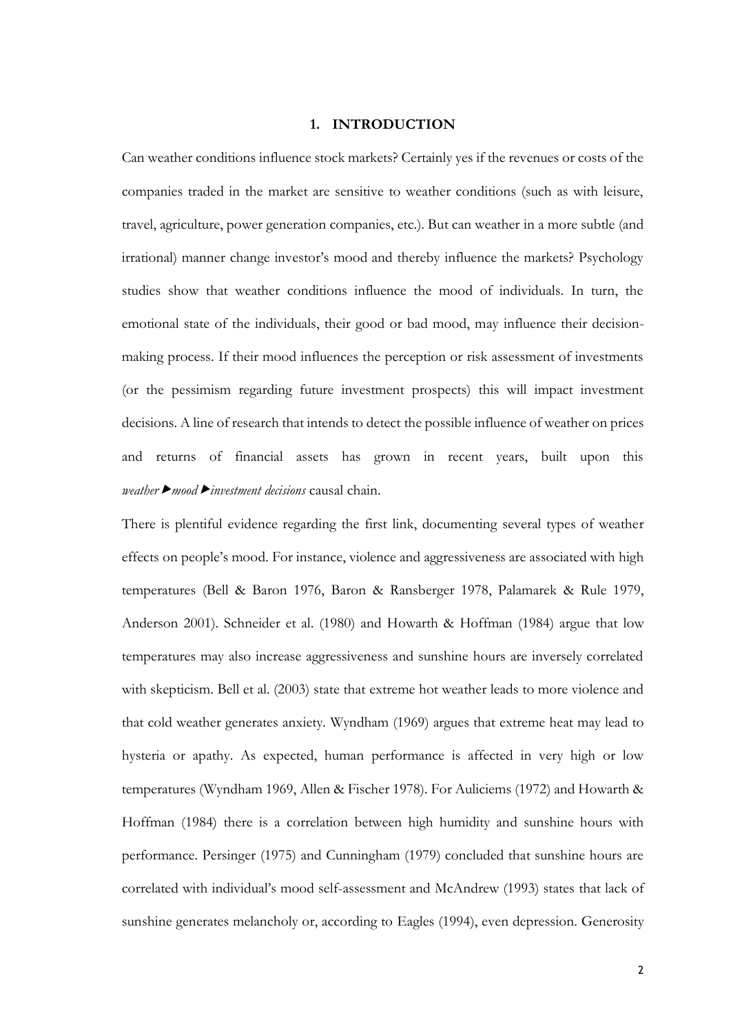## 1. INTRODUCTION

Can weather conditions influence stock markets? Certainly yes if the revenues or costs of the companies traded in the market are sensitive to weather conditions (such as with leisure, travel, agriculture, power generation companies, etc.). But can weather in a more subtle (and irrational) manner change investor's mood and thereby influence the markets? Psychology studies show that weather conditions influence the mood of individuals. In turn, the emotional state of the individuals, their good or bad mood, may influence their decision-making process. If their mood influences the perception or risk assessment of investments (or the pessimism regarding future investment prospects) this will impact investment decisions. A line of research that intends to detect the possible influence of weather on prices and returns of financial assets has grown in recent years, built upon this *weather*►*mood*►*investment decisions* causal chain.

There is plentiful evidence regarding the first link, documenting several types of weather effects on people's mood. For instance, violence and aggressiveness are associated with high temperatures (Bell & Baron 1976, Baron & Ransberger 1978, Palamarek & Rule 1979, Anderson 2001). Schneider et al. (1980) and Howarth & Hoffman (1984) argue that low temperatures may also increase aggressiveness and sunshine hours are inversely correlated with skepticism. Bell et al. (2003) state that extreme hot weather leads to more violence and that cold weather generates anxiety. Wyndham (1969) argues that extreme heat may lead to hysteria or apathy. As expected, human performance is affected in very high or low temperatures (Wyndham 1969, Allen & Fischer 1978). For Auliciems (1972) and Howarth & Hoffman (1984) there is a correlation between high humidity and sunshine hours with performance. Persinger (1975) and Cunningham (1979) concluded that sunshine hours are correlated with individual's mood self-assessment and McAndrew (1993) states that lack of sunshine generates melancholy or, according to Eagles (1994), even depression. Generosity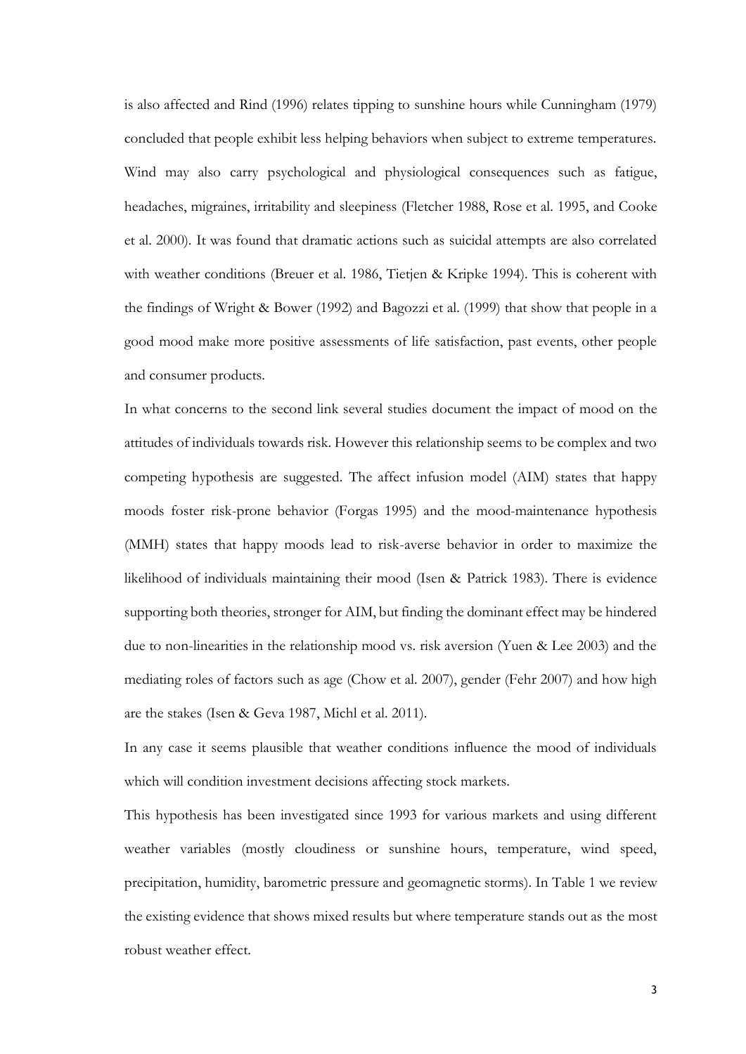is also affected and Rind (1996) relates tipping to sunshine hours while Cunningham (1979) concluded that people exhibit less helping behaviors when subject to extreme temperatures. Wind may also carry psychological and physiological consequences such as fatigue, headaches, migraines, irritability and sleepiness (Fletcher 1988, Rose et al. 1995, and Cooke et al. 2000). It was found that dramatic actions such as suicidal attempts are also correlated with weather conditions (Breuer et al. 1986, Tietjen & Kripke 1994). This is coherent with the findings of Wright & Bower (1992) and Bagozzi et al. (1999) that show that people in a good mood make more positive assessments of life satisfaction, past events, other people and consumer products.

In what concerns to the second link several studies document the impact of mood on the attitudes of individuals towards risk. However this relationship seems to be complex and two competing hypothesis are suggested. The affect infusion model (AIM) states that happy moods foster risk-prone behavior (Forgas 1995) and the mood-maintenance hypothesis (MMH) states that happy moods lead to risk-averse behavior in order to maximize the likelihood of individuals maintaining their mood (Isen & Patrick 1983). There is evidence supporting both theories, stronger for AIM, but finding the dominant effect may be hindered due to non-linearities in the relationship mood vs. risk aversion (Yuen & Lee 2003) and the mediating roles of factors such as age (Chow et al. 2007), gender (Fehr 2007) and how high are the stakes (Isen & Geva 1987, Michl et al. 2011).

In any case it seems plausible that weather conditions influence the mood of individuals which will condition investment decisions affecting stock markets.

This hypothesis has been investigated since 1993 for various markets and using different weather variables (mostly cloudiness or sunshine hours, temperature, wind speed, precipitation, humidity, barometric pressure and geomagnetic storms). In Table 1 we review the existing evidence that shows mixed results but where temperature stands out as the most robust weather effect.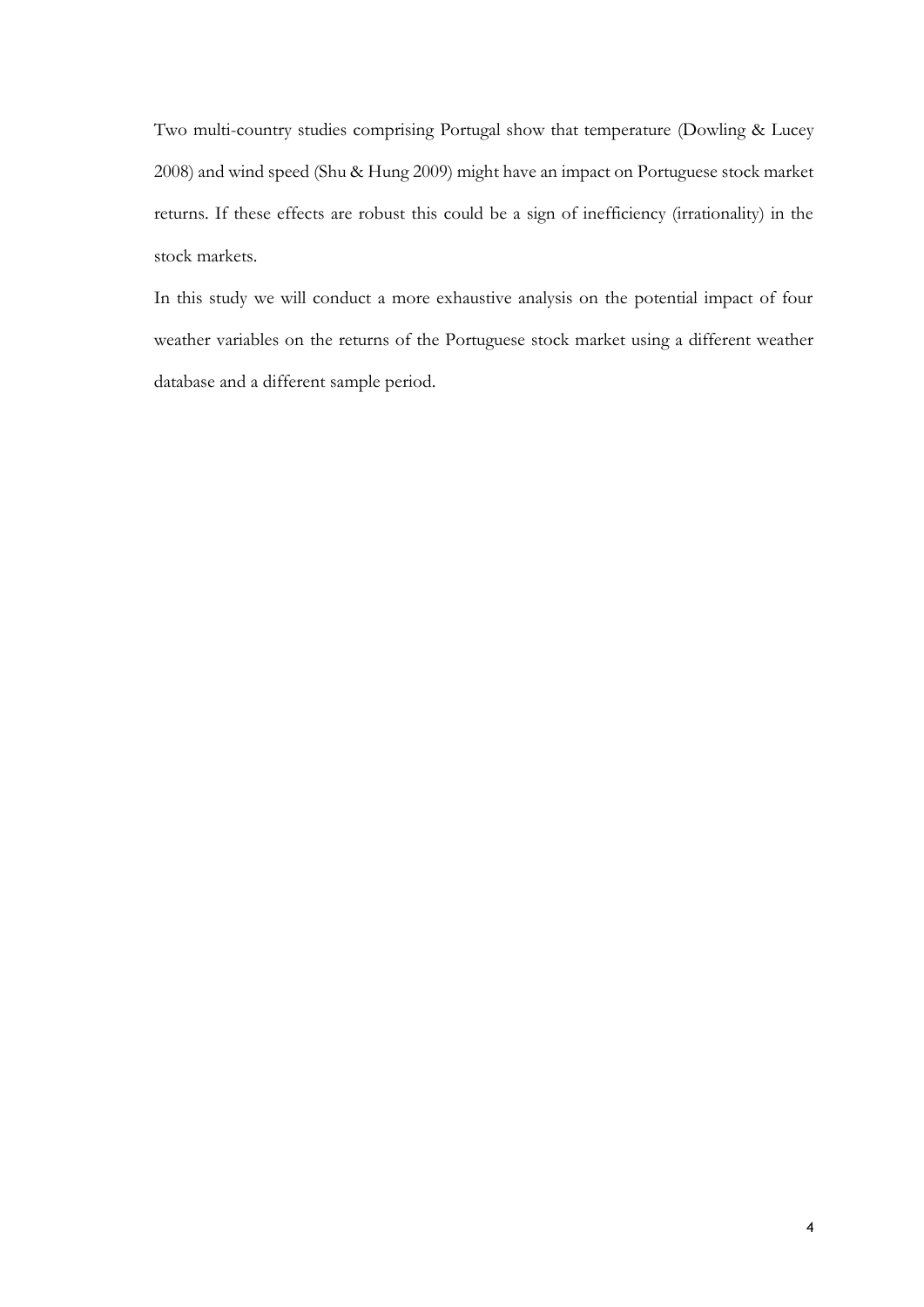Two multi-country studies comprising Portugal show that temperature (Dowling & Lucey 2008) and wind speed (Shu & Hung 2009) might have an impact on Portuguese stock market returns. If these effects are robust this could be a sign of inefficiency (irrationality) in the stock markets.

In this study we will conduct a more exhaustive analysis on the potential impact of four weather variables on the returns of the Portuguese stock market using a different weather database and a different sample period.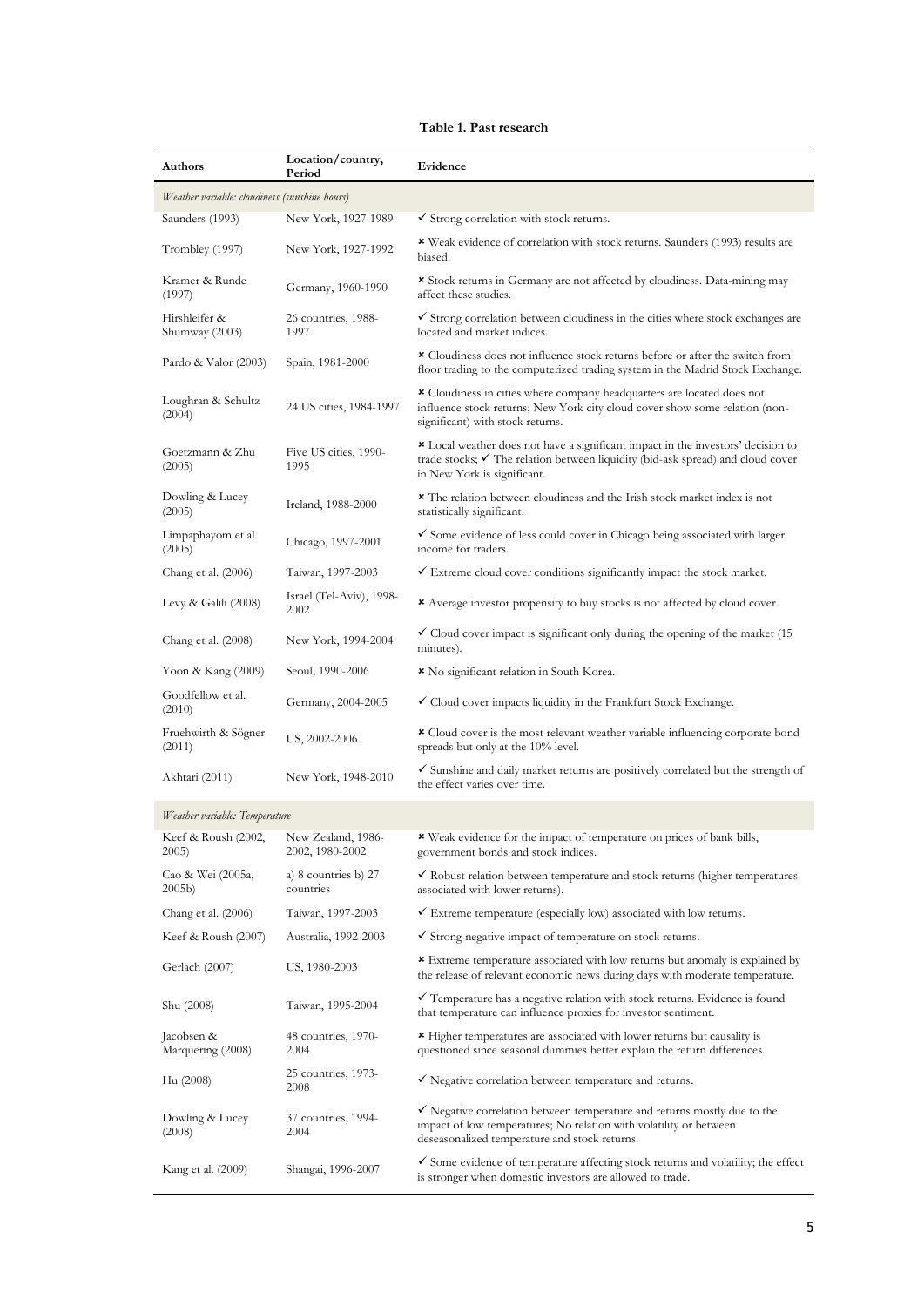**Table 1. Past research**

| Authors | Location/country, Period | Evidence |
|---|---|---|
| *Weather variable: cloudiness (sunshine hours)* | | |
| Saunders (1993) | New York, 1927-1989 | ✓ Strong correlation with stock returns. |
| Trombley (1997) | New York, 1927-1992 | ✗ Weak evidence of correlation with stock returns. Saunders (1993) results are biased. |
| Kramer & Runde (1997) | Germany, 1960-1990 | ✗ Stock returns in Germany are not affected by cloudiness. Data-mining may affect these studies. |
| Hirshleifer & Shumway (2003) | 26 countries, 1988-1997 | ✓ Strong correlation between cloudiness in the cities where stock exchanges are located and market indices. |
| Pardo & Valor (2003) | Spain, 1981-2000 | ✗ Cloudiness does not influence stock returns before or after the switch from floor trading to the computerized trading system in the Madrid Stock Exchange. |
| Loughran & Schultz (2004) | 24 US cities, 1984-1997 | ✗ Cloudiness in cities where company headquarters are located does not influence stock returns; New York city cloud cover show some relation (non-significant) with stock returns. |
| Goetzmann & Zhu (2005) | Five US cities, 1990-1995 | ✗ Local weather does not have a significant impact in the investors' decision to trade stocks; ✓ The relation between liquidity (bid-ask spread) and cloud cover in New York is significant. |
| Dowling & Lucey (2005) | Ireland, 1988-2000 | ✗ The relation between cloudiness and the Irish stock market index is not statistically significant. |
| Limpaphayom et al. (2005) | Chicago, 1997-2001 | ✓ Some evidence of less could cover in Chicago being associated with larger income for traders. |
| Chang et al. (2006) | Taiwan, 1997-2003 | ✓ Extreme cloud cover conditions significantly impact the stock market. |
| Levy & Galili (2008) | Israel (Tel-Aviv), 1998-2002 | ✗ Average investor propensity to buy stocks is not affected by cloud cover. |
| Chang et al. (2008) | New York, 1994-2004 | ✓ Cloud cover impact is significant only during the opening of the market (15 minutes). |
| Yoon & Kang (2009) | Seoul, 1990-2006 | ✗ No significant relation in South Korea. |
| Goodfellow et al. (2010) | Germany, 2004-2005 | ✓ Cloud cover impacts liquidity in the Frankfurt Stock Exchange. |
| Fruehwirth & Sögner (2011) | US, 2002-2006 | ✗ Cloud cover is the most relevant weather variable influencing corporate bond spreads but only at the 10% level. |
| Akhtari (2011) | New York, 1948-2010 | ✓ Sunshine and daily market returns are positively correlated but the strength of the effect varies over time. |
| *Weather variable: Temperature* | | |
| Keef & Roush (2002, 2005) | New Zealand, 1986-2002, 1980-2002 | ✗ Weak evidence for the impact of temperature on prices of bank bills, government bonds and stock indices. |
| Cao & Wei (2005a, 2005b) | a) 8 countries b) 27 countries | ✓ Robust relation between temperature and stock returns (higher temperatures associated with lower returns). |
| Chang et al. (2006) | Taiwan, 1997-2003 | ✓ Extreme temperature (especially low) associated with low returns. |
| Keef & Roush (2007) | Australia, 1992-2003 | ✓ Strong negative impact of temperature on stock returns. |
| Gerlach (2007) | US, 1980-2003 | ✗ Extreme temperature associated with low returns but anomaly is explained by the release of relevant economic news during days with moderate temperature. |
| Shu (2008) | Taiwan, 1995-2004 | ✓ Temperature has a negative relation with stock returns. Evidence is found that temperature can influence proxies for investor sentiment. |
| Jacobsen & Marquering (2008) | 48 countries, 1970-2004 | ✗ Higher temperatures are associated with lower returns but causality is questioned since seasonal dummies better explain the return differences. |
| Hu (2008) | 25 countries, 1973-2008 | ✓ Negative correlation between temperature and returns. |
| Dowling & Lucey (2008) | 37 countries, 1994-2004 | ✓ Negative correlation between temperature and returns mostly due to the impact of low temperatures; No relation with volatility or between deseasonalized temperature and stock returns. |
| Kang et al. (2009) | Shangai, 1996-2007 | ✓ Some evidence of temperature affecting stock returns and volatility; the effect is stronger when domestic investors are allowed to trade. |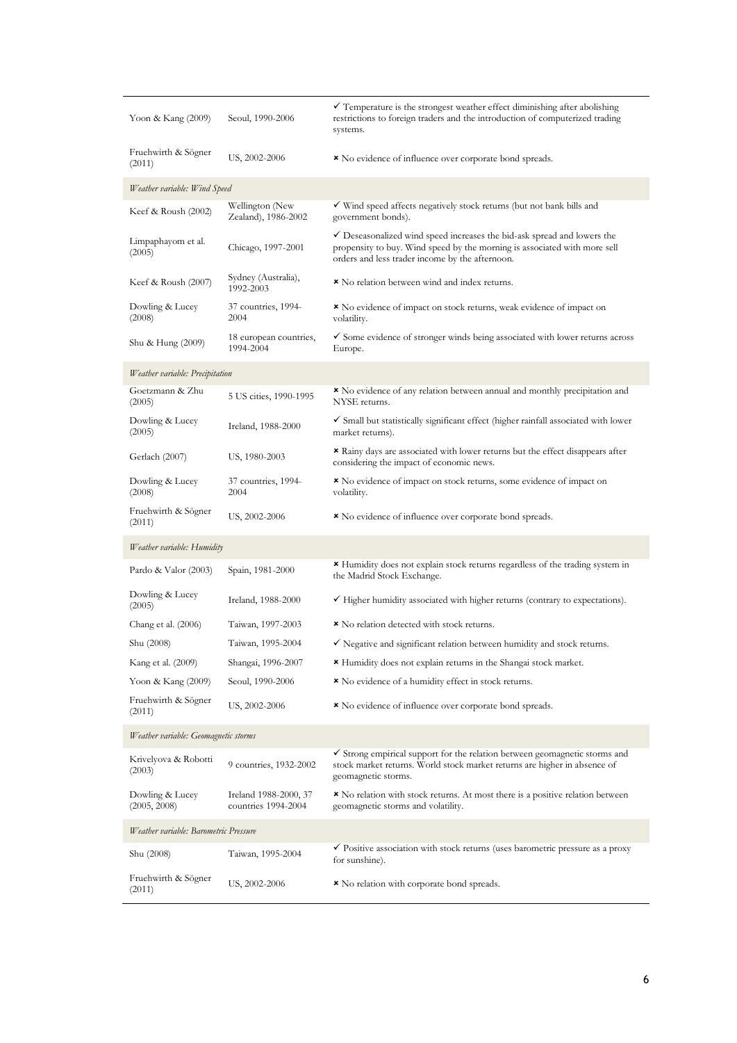| | | |
|---|---|---|
| Yoon & Kang (2009) | Seoul, 1990-2006 | ✓ Temperature is the strongest weather effect diminishing after abolishing restrictions to foreign traders and the introduction of computerized trading systems. |
| Fruehwirth & Sögner (2011) | US, 2002-2006 | ✖ No evidence of influence over corporate bond spreads. |
| *Weather variable: Wind Speed* | | |
| Keef & Roush (2002) | Wellington (New Zealand), 1986-2002 | ✓ Wind speed affects negatively stock returns (but not bank bills and government bonds). |
| Limpaphayom et al. (2005) | Chicago, 1997-2001 | ✓ Deseasonalized wind speed increases the bid-ask spread and lowers the propensity to buy. Wind speed by the morning is associated with more sell orders and less trader income by the afternoon. |
| Keef & Roush (2007) | Sydney (Australia), 1992-2003 | ✖ No relation between wind and index returns. |
| Dowling & Lucey (2008) | 37 countries, 1994-2004 | ✖ No evidence of impact on stock returns, weak evidence of impact on volatility. |
| Shu & Hung (2009) | 18 european countries, 1994-2004 | ✓ Some evidence of stronger winds being associated with lower returns across Europe. |
| *Weather variable: Precipitation* | | |
| Goetzmann & Zhu (2005) | 5 US cities, 1990-1995 | ✖ No evidence of any relation between annual and monthly precipitation and NYSE returns. |
| Dowling & Lucey (2005) | Ireland, 1988-2000 | ✓ Small but statistically significant effect (higher rainfall associated with lower market returns). |
| Gerlach (2007) | US, 1980-2003 | ✖ Rainy days are associated with lower returns but the effect disappears after considering the impact of economic news. |
| Dowling & Lucey (2008) | 37 countries, 1994-2004 | ✖ No evidence of impact on stock returns, some evidence of impact on volatility. |
| Fruehwirth & Sögner (2011) | US, 2002-2006 | ✖ No evidence of influence over corporate bond spreads. |
| *Weather variable: Humidity* | | |
| Pardo & Valor (2003) | Spain, 1981-2000 | ✖ Humidity does not explain stock returns regardless of the trading system in the Madrid Stock Exchange. |
| Dowling & Lucey (2005) | Ireland, 1988-2000 | ✓ Higher humidity associated with higher returns (contrary to expectations). |
| Chang et al. (2006) | Taiwan, 1997-2003 | ✖ No relation detected with stock returns. |
| Shu (2008) | Taiwan, 1995-2004 | ✓ Negative and significant relation between humidity and stock returns. |
| Kang et al. (2009) | Shangai, 1996-2007 | ✖ Humidity does not explain returns in the Shangai stock market. |
| Yoon & Kang (2009) | Seoul, 1990-2006 | ✖ No evidence of a humidity effect in stock returns. |
| Fruehwirth & Sögner (2011) | US, 2002-2006 | ✖ No evidence of influence over corporate bond spreads. |
| *Weather variable: Geomagnetic storms* | | |
| Krivelyova & Robotti (2003) | 9 countries, 1932-2002 | ✓ Strong empirical support for the relation between geomagnetic storms and stock market returns. World stock market returns are higher in absence of geomagnetic storms. |
| Dowling & Lucey (2005, 2008) | Ireland 1988-2000, 37 countries 1994-2004 | ✖ No relation with stock returns. At most there is a positive relation between geomagnetic storms and volatility. |
| *Weather variable: Barometric Pressure* | | |
| Shu (2008) | Taiwan, 1995-2004 | ✓ Positive association with stock returns (uses barometric pressure as a proxy for sunshine). |
| Fruehwirth & Sögner (2011) | US, 2002-2006 | ✖ No relation with corporate bond spreads. |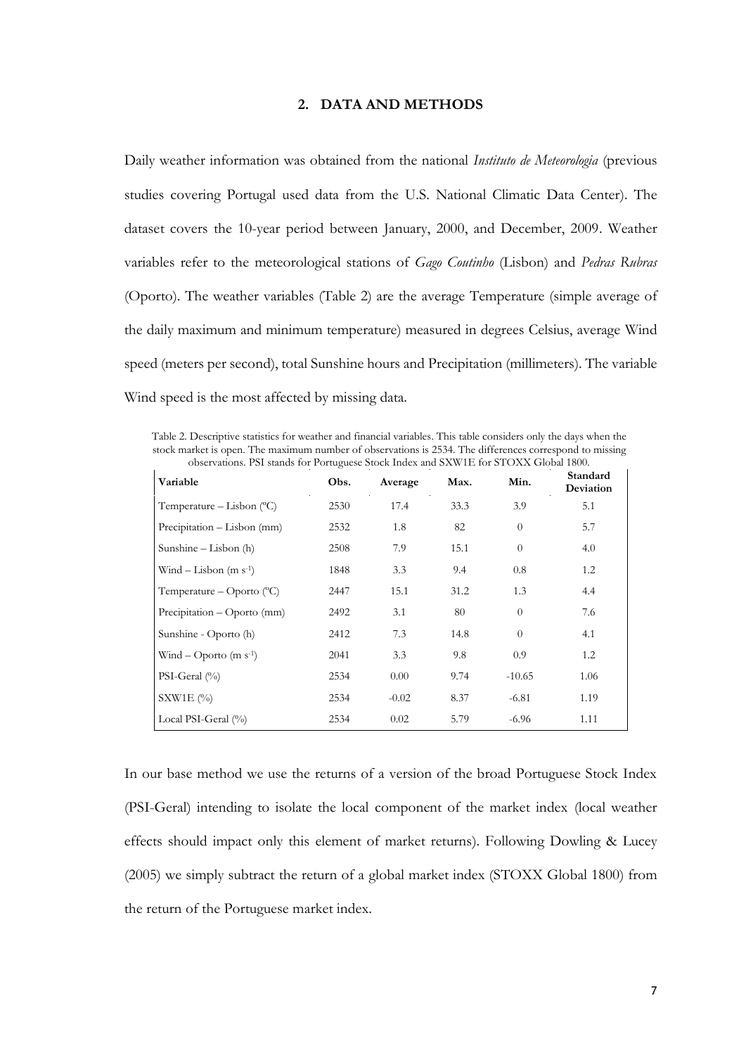## 2. DATA AND METHODS

Daily weather information was obtained from the national *Instituto de Meteorologia* (previous studies covering Portugal used data from the U.S. National Climatic Data Center). The dataset covers the 10-year period between January, 2000, and December, 2009. Weather variables refer to the meteorological stations of *Gago Coutinho* (Lisbon) and *Pedras Rubras* (Oporto). The weather variables (Table 2) are the average Temperature (simple average of the daily maximum and minimum temperature) measured in degrees Celsius, average Wind speed (meters per second), total Sunshine hours and Precipitation (millimeters). The variable Wind speed is the most affected by missing data.

Table 2. Descriptive statistics for weather and financial variables. This table considers only the days when the stock market is open. The maximum number of observations is 2534. The differences correspond to missing observations. PSI stands for Portuguese Stock Index and SXW1E for STOXX Global 1800.

| Variable | Obs. | Average | Max. | Min. | Standard Deviation |
|---|---|---|---|---|---|
| Temperature – Lisbon (ºC) | 2530 | 17.4 | 33.3 | 3.9 | 5.1 |
| Precipitation – Lisbon (mm) | 2532 | 1.8 | 82 | 0 | 5.7 |
| Sunshine – Lisbon (h) | 2508 | 7.9 | 15.1 | 0 | 4.0 |
| Wind – Lisbon (m $s^{-1}$) | 1848 | 3.3 | 9.4 | 0.8 | 1.2 |
| Temperature – Oporto (ºC) | 2447 | 15.1 | 31.2 | 1.3 | 4.4 |
| Precipitation – Oporto (mm) | 2492 | 3.1 | 80 | 0 | 7.6 |
| Sunshine - Oporto (h) | 2412 | 7.3 | 14.8 | 0 | 4.1 |
| Wind – Oporto (m $s^{-1}$) | 2041 | 3.3 | 9.8 | 0.9 | 1.2 |
| PSI-Geral (%) | 2534 | 0.00 | 9.74 | -10.65 | 1.06 |
| SXW1E (%) | 2534 | -0.02 | 8.37 | -6.81 | 1.19 |
| Local PSI-Geral (%) | 2534 | 0.02 | 5.79 | -6.96 | 1.11 |

In our base method we use the returns of a version of the broad Portuguese Stock Index (PSI-Geral) intending to isolate the local component of the market index (local weather effects should impact only this element of market returns). Following Dowling & Lucey (2005) we simply subtract the return of a global market index (STOXX Global 1800) from the return of the Portuguese market index.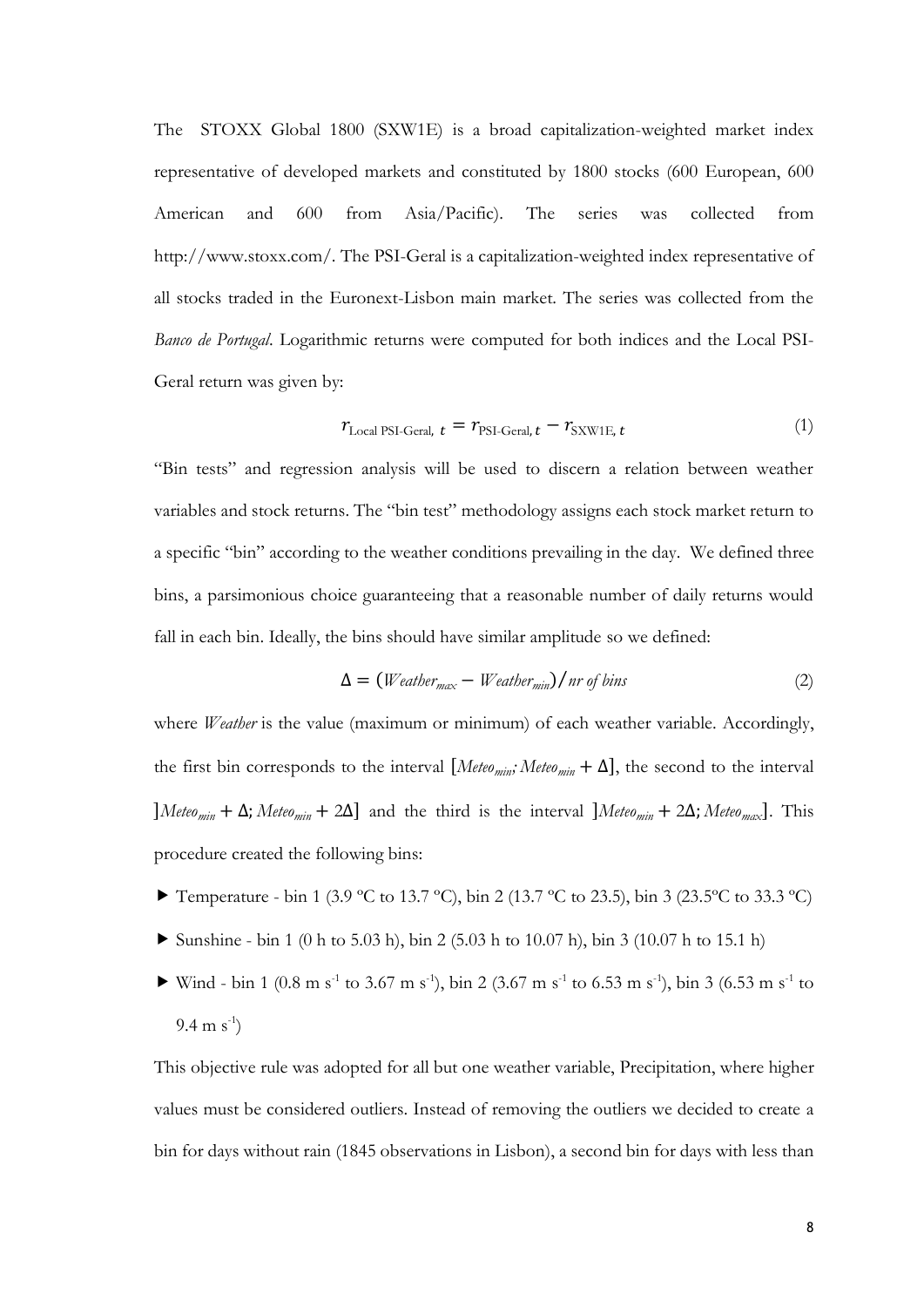The STOXX Global 1800 (SXW1E) is a broad capitalization-weighted market index representative of developed markets and constituted by 1800 stocks (600 European, 600 American and 600 from Asia/Pacific). The series was collected from http://www.stoxx.com/. The PSI-Geral is a capitalization-weighted index representative of all stocks traded in the Euronext-Lisbon main market. The series was collected from the *Banco de Portugal*. Logarithmic returns were computed for both indices and the Local PSI-Geral return was given by:

$$r_{\text{Local PSI-Geral},\ t} = r_{\text{PSI-Geral},\, t} - r_{\text{SXW1E},\, t} \tag{1}$$

"Bin tests" and regression analysis will be used to discern a relation between weather variables and stock returns. The "bin test" methodology assigns each stock market return to a specific "bin" according to the weather conditions prevailing in the day. We defined three bins, a parsimonious choice guaranteeing that a reasonable number of daily returns would fall in each bin. Ideally, the bins should have similar amplitude so we defined:

$$\Delta = (Weather_{max} - Weather_{min}) / \textit{nr of bins} \tag{2}$$

where *Weather* is the value (maximum or minimum) of each weather variable. Accordingly, the first bin corresponds to the interval $[Meteo_{min}; Meteo_{min} + \Delta]$, the second to the interval $]Meteo_{min} + \Delta; Meteo_{min} + 2\Delta]$ and the third is the interval $]Meteo_{min} + 2\Delta; Meteo_{max}]$. This procedure created the following bins:

- Temperature - bin 1 (3.9 ºC to 13.7 ºC), bin 2 (13.7 ºC to 23.5), bin 3 (23.5ºC to 33.3 ºC)
- Sunshine - bin 1 (0 h to 5.03 h), bin 2 (5.03 h to 10.07 h), bin 3 (10.07 h to 15.1 h)
- Wind - bin 1 (0.8 m $s^{-1}$ to 3.67 m $s^{-1}$), bin 2 (3.67 m $s^{-1}$ to 6.53 m $s^{-1}$), bin 3 (6.53 m $s^{-1}$ to 9.4 m $s^{-1}$)

This objective rule was adopted for all but one weather variable, Precipitation, where higher values must be considered outliers. Instead of removing the outliers we decided to create a bin for days without rain (1845 observations in Lisbon), a second bin for days with less than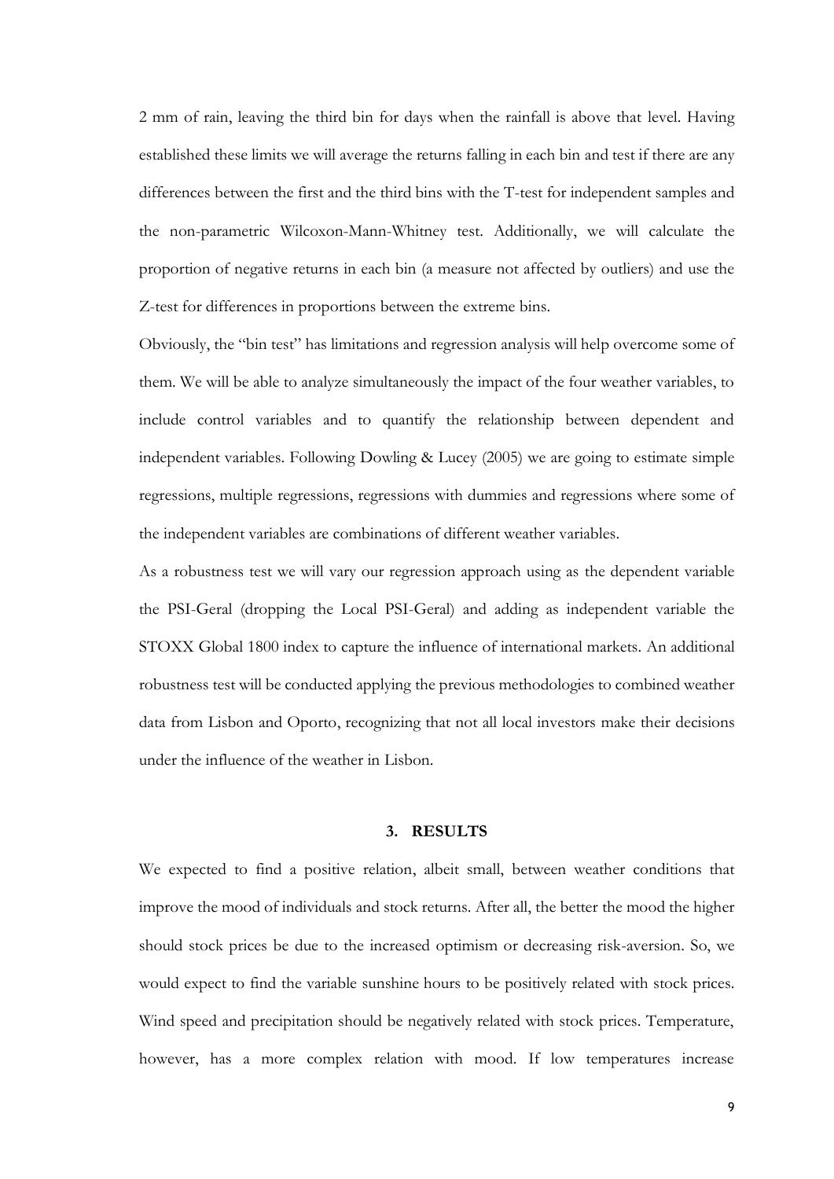2 mm of rain, leaving the third bin for days when the rainfall is above that level. Having established these limits we will average the returns falling in each bin and test if there are any differences between the first and the third bins with the T-test for independent samples and the non-parametric Wilcoxon-Mann-Whitney test. Additionally, we will calculate the proportion of negative returns in each bin (a measure not affected by outliers) and use the Z-test for differences in proportions between the extreme bins.

Obviously, the "bin test" has limitations and regression analysis will help overcome some of them. We will be able to analyze simultaneously the impact of the four weather variables, to include control variables and to quantify the relationship between dependent and independent variables. Following Dowling & Lucey (2005) we are going to estimate simple regressions, multiple regressions, regressions with dummies and regressions where some of the independent variables are combinations of different weather variables.

As a robustness test we will vary our regression approach using as the dependent variable the PSI-Geral (dropping the Local PSI-Geral) and adding as independent variable the STOXX Global 1800 index to capture the influence of international markets. An additional robustness test will be conducted applying the previous methodologies to combined weather data from Lisbon and Oporto, recognizing that not all local investors make their decisions under the influence of the weather in Lisbon.

## 3. RESULTS

We expected to find a positive relation, albeit small, between weather conditions that improve the mood of individuals and stock returns. After all, the better the mood the higher should stock prices be due to the increased optimism or decreasing risk-aversion. So, we would expect to find the variable sunshine hours to be positively related with stock prices. Wind speed and precipitation should be negatively related with stock prices. Temperature, however, has a more complex relation with mood. If low temperatures increase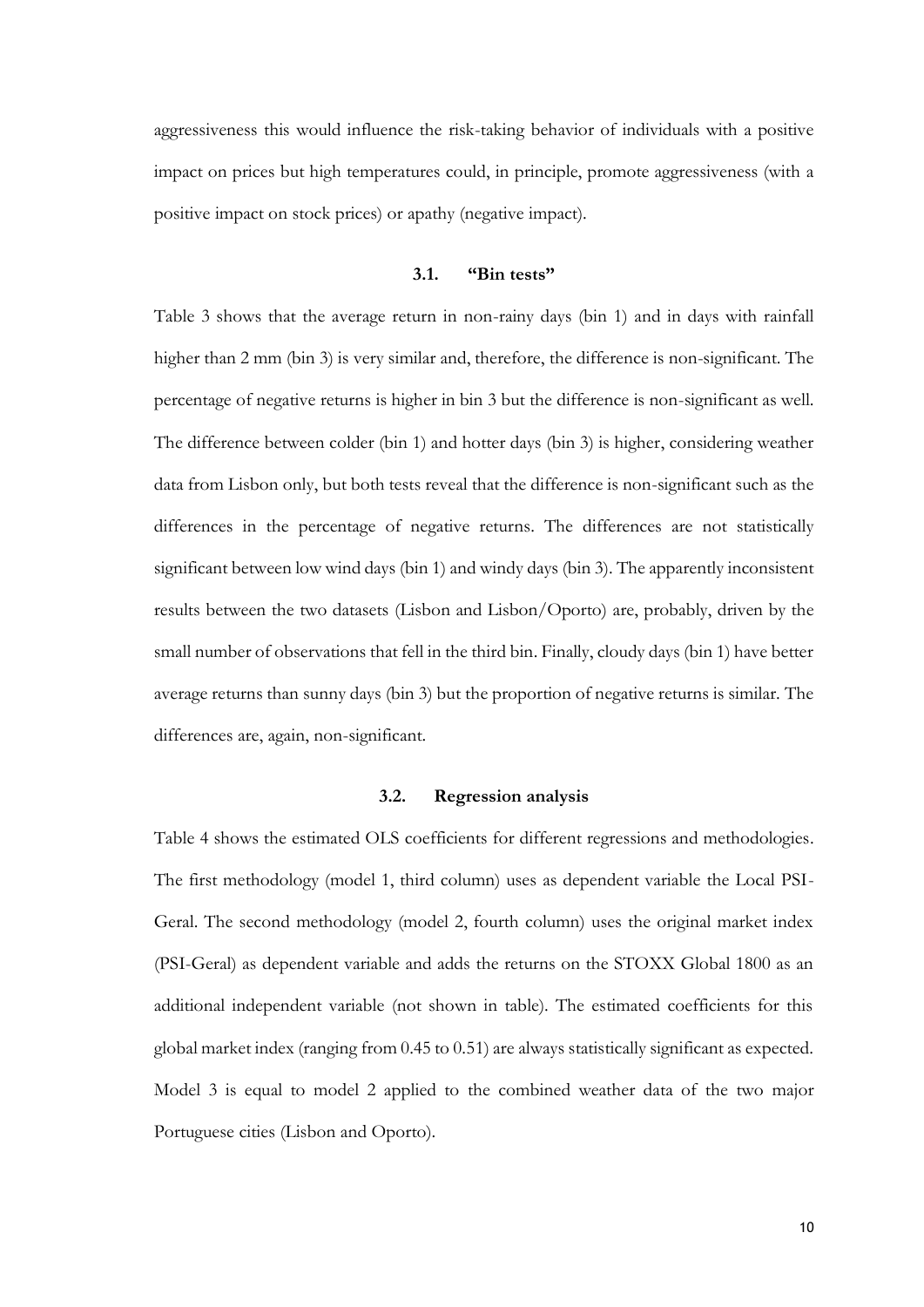aggressiveness this would influence the risk-taking behavior of individuals with a positive impact on prices but high temperatures could, in principle, promote aggressiveness (with a positive impact on stock prices) or apathy (negative impact).

### 3.1. "Bin tests"

Table 3 shows that the average return in non-rainy days (bin 1) and in days with rainfall higher than 2 mm (bin 3) is very similar and, therefore, the difference is non-significant. The percentage of negative returns is higher in bin 3 but the difference is non-significant as well. The difference between colder (bin 1) and hotter days (bin 3) is higher, considering weather data from Lisbon only, but both tests reveal that the difference is non-significant such as the differences in the percentage of negative returns. The differences are not statistically significant between low wind days (bin 1) and windy days (bin 3). The apparently inconsistent results between the two datasets (Lisbon and Lisbon/Oporto) are, probably, driven by the small number of observations that fell in the third bin. Finally, cloudy days (bin 1) have better average returns than sunny days (bin 3) but the proportion of negative returns is similar. The differences are, again, non-significant.

### 3.2. Regression analysis

Table 4 shows the estimated OLS coefficients for different regressions and methodologies. The first methodology (model 1, third column) uses as dependent variable the Local PSI-Geral. The second methodology (model 2, fourth column) uses the original market index (PSI-Geral) as dependent variable and adds the returns on the STOXX Global 1800 as an additional independent variable (not shown in table). The estimated coefficients for this global market index (ranging from 0.45 to 0.51) are always statistically significant as expected. Model 3 is equal to model 2 applied to the combined weather data of the two major Portuguese cities (Lisbon and Oporto).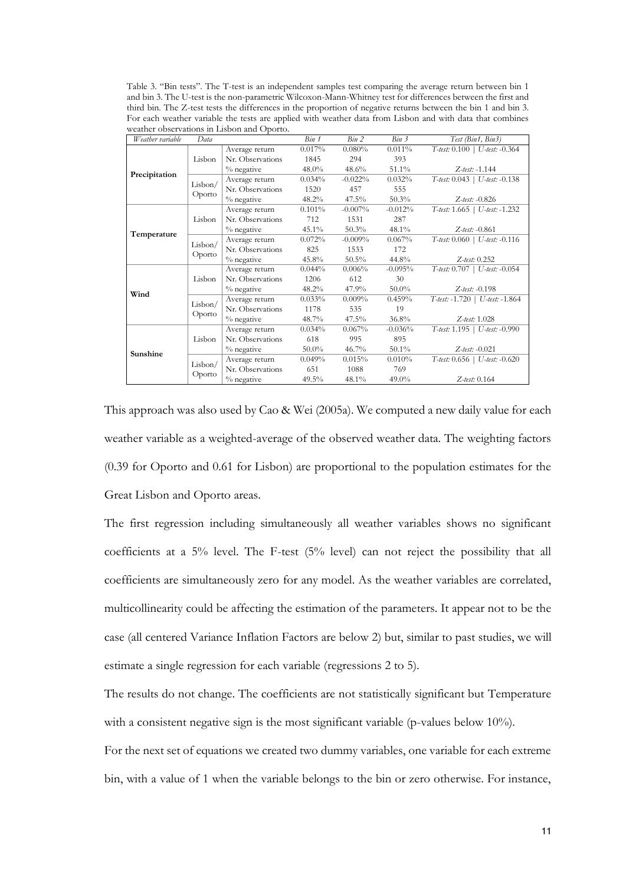Table 3. "Bin tests". The T-test is an independent samples test comparing the average return between bin 1 and bin 3. The U-test is the non-parametric Wilcoxon-Mann-Whitney test for differences between the first and third bin. The Z-test tests the differences in the proportion of negative returns between the bin 1 and bin 3. For each weather variable the tests are applied with weather data from Lisbon and with data that combines weather observations in Lisbon and Oporto.

| *Weather variable* | *Data* | | *Bin 1* | *Bin 2* | *Bin 3* | *Test (Bin1, Bin3)* |
|---|---|---|---|---|---|---|
| **Precipitation** | Lisbon | Average return | 0.017% | 0.080% | 0.011% | *T-test:* 0.100 \| *U-test:* -0.364 |
| | | Nr. Observations | 1845 | 294 | 393 | |
| | | % negative | 48.0% | 48.6% | 51.1% | *Z-test:* -1.144 |
| | Lisbon/ Oporto | Average return | 0.034% | -0.022% | 0.032% | *T-test:* 0.043 \| *U-test:* -0.138 |
| | | Nr. Observations | 1520 | 457 | 555 | |
| | | % negative | 48.2% | 47.5% | 50.3% | *Z-test:* -0.826 |
| **Temperature** | Lisbon | Average return | 0.101% | -0.007% | -0.012% | *T-test:* 1.665 \| *U-test:* -1.232 |
| | | Nr. Observations | 712 | 1531 | 287 | |
| | | % negative | 45.1% | 50.3% | 48.1% | *Z-test:* -0.861 |
| | Lisbon/ Oporto | Average return | 0.072% | -0.009% | 0.067% | *T-test:* 0.060 \| *U-test:* -0.116 |
| | | Nr. Observations | 825 | 1533 | 172 | |
| | | % negative | 45.8% | 50.5% | 44.8% | *Z-test:* 0.252 |
| **Wind** | Lisbon | Average return | 0.044% | 0.006% | -0.095% | *T-test:* 0.707 \| *U-test:* -0.054 |
| | | Nr. Observations | 1206 | 612 | 30 | |
| | | % negative | 48.2% | 47.9% | 50.0% | *Z-test:* -0.198 |
| | Lisbon/ Oporto | Average return | 0.033% | 0.009% | 0.459% | *T-test:* -1.720 \| *U-test:* -1.864 |
| | | Nr. Observations | 1178 | 535 | 19 | |
| | | % negative | 48.7% | 47.5% | 36.8% | *Z-test:* 1.028 |
| **Sunshine** | Lisbon | Average return | 0.034% | 0.067% | -0.036% | *T-test:* 1.195 \| *U-test:* -0.990 |
| | | Nr. Observations | 618 | 995 | 895 | |
| | | % negative | 50.0% | 46.7% | 50.1% | *Z-test:* -0.021 |
| | Lisbon/ Oporto | Average return | 0.049% | 0.015% | 0.010% | *T-test:* 0.656 \| *U-test:* -0.620 |
| | | Nr. Observations | 651 | 1088 | 769 | |
| | | % negative | 49.5% | 48.1% | 49.0% | *Z-test:* 0.164 |

This approach was also used by Cao & Wei (2005a). We computed a new daily value for each weather variable as a weighted-average of the observed weather data. The weighting factors (0.39 for Oporto and 0.61 for Lisbon) are proportional to the population estimates for the Great Lisbon and Oporto areas.

The first regression including simultaneously all weather variables shows no significant coefficients at a 5% level. The F-test (5% level) can not reject the possibility that all coefficients are simultaneously zero for any model. As the weather variables are correlated, multicollinearity could be affecting the estimation of the parameters. It appear not to be the case (all centered Variance Inflation Factors are below 2) but, similar to past studies, we will estimate a single regression for each variable (regressions 2 to 5).

The results do not change. The coefficients are not statistically significant but Temperature with a consistent negative sign is the most significant variable (p-values below 10%).

For the next set of equations we created two dummy variables, one variable for each extreme bin, with a value of 1 when the variable belongs to the bin or zero otherwise. For instance,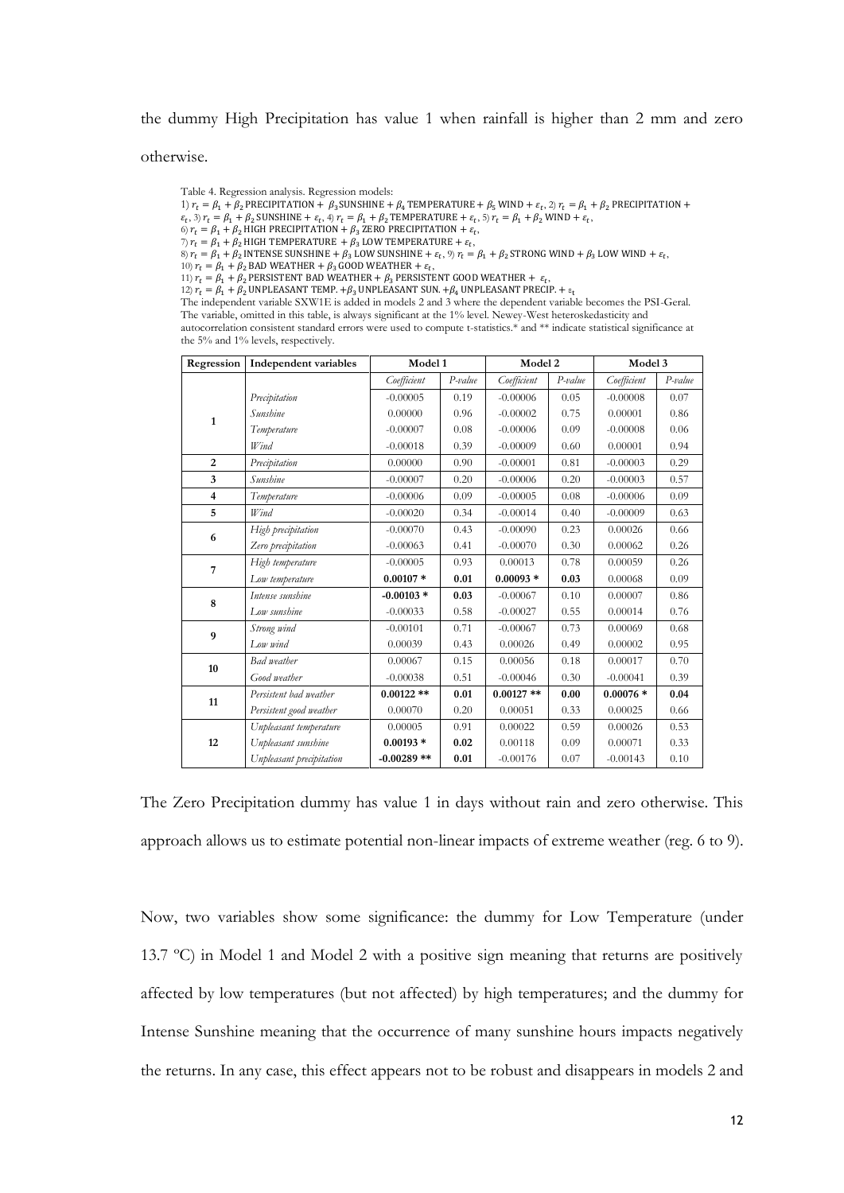the dummy High Precipitation has value 1 when rainfall is higher than 2 mm and zero otherwise.

Table 4. Regression analysis. Regression models:
1) $r_t = \beta_1 + \beta_2 \text{PRECIPITATION} + \beta_3 \text{SUNSHINE} + \beta_4 \text{TEMPERATURE} + \beta_5 \text{WIND} + \varepsilon_t$, 2) $r_t = \beta_1 + \beta_2 \text{PRECIPITATION} + \varepsilon_t$, 3) $r_t = \beta_1 + \beta_2 \text{SUNSHINE} + \varepsilon_t$, 4) $r_t = \beta_1 + \beta_2 \text{TEMPERATURE} + \varepsilon_t$, 5) $r_t = \beta_1 + \beta_2 \text{WIND} + \varepsilon_t$,
6) $r_t = \beta_1 + \beta_2 \text{HIGH PRECIPITATION} + \beta_3 \text{ZERO PRECIPITATION} + \varepsilon_t$,
7) $r_t = \beta_1 + \beta_2 \text{HIGH TEMPERATURE} + \beta_3 \text{LOW TEMPERATURE} + \varepsilon_t$,
8) $r_t = \beta_1 + \beta_2 \text{INTENSE SUNSHINE} + \beta_3 \text{LOW SUNSHINE} + \varepsilon_t$, 9) $r_t = \beta_1 + \beta_2 \text{STRONG WIND} + \beta_3 \text{LOW WIND} + \varepsilon_t$,
10) $r_t = \beta_1 + \beta_2 \text{BAD WEATHER} + \beta_3 \text{GOOD WEATHER} + \varepsilon_t$,
11) $r_t = \beta_1 + \beta_2 \text{PERSISTENT BAD WEATHER} + \beta_3 \text{PERSISTENT GOOD WEATHER} + \varepsilon_t$,
12) $r_t = \beta_1 + \beta_2 \text{UNPLEASANT TEMP.} + \beta_3 \text{UNPLEASANT SUN.} + \beta_4 \text{UNPLEASANT PRECIP.} + \varepsilon_t$
The independent variable SXW1E is added in models 2 and 3 where the dependent variable becomes the PSI-Geral. The variable, omitted in this table, is always significant at the 1% level. Newey-West heteroskedasticity and autocorrelation consistent standard errors were used to compute t-statistics.* and ** indicate statistical significance at the 5% and 1% levels, respectively.

| Regression | Independent variables | Model 1 | | Model 2 | | Model 3 | |
|---|---|---|---|---|---|---|---|
| | | *Coefficient* | *P-value* | *Coefficient* | *P-value* | *Coefficient* | *P-value* |
| **1** | *Precipitation* | -0.00005 | 0.19 | -0.00006 | 0.05 | -0.00008 | 0.07 |
| | *Sunshine* | 0.00000 | 0.96 | -0.00002 | 0.75 | 0.00001 | 0.86 |
| | *Temperature* | -0.00007 | 0.08 | -0.00006 | 0.09 | -0.00008 | 0.06 |
| | *Wind* | -0.00018 | 0.39 | -0.00009 | 0.60 | 0.00001 | 0.94 |
| **2** | *Precipitation* | 0.00000 | 0.90 | -0.00001 | 0.81 | -0.00003 | 0.29 |
| **3** | *Sunshine* | -0.00007 | 0.20 | -0.00006 | 0.20 | -0.00003 | 0.57 |
| **4** | *Temperature* | -0.00006 | 0.09 | -0.00005 | 0.08 | -0.00006 | 0.09 |
| **5** | *Wind* | -0.00020 | 0.34 | -0.00014 | 0.40 | -0.00009 | 0.63 |
| **6** | *High precipitation* | -0.00070 | 0.43 | -0.00090 | 0.23 | 0.00026 | 0.66 |
| | *Zero precipitation* | -0.00063 | 0.41 | -0.00070 | 0.30 | 0.00062 | 0.26 |
| **7** | *High temperature* | -0.00005 | 0.93 | 0.00013 | 0.78 | 0.00059 | 0.26 |
| | *Low temperature* | **0.00107 \*** | **0.01** | **0.00093 \*** | **0.03** | 0.00068 | 0.09 |
| **8** | *Intense sunshine* | **-0.00103 \*** | **0.03** | -0.00067 | 0.10 | 0.00007 | 0.86 |
| | *Low sunshine* | -0.00033 | 0.58 | -0.00027 | 0.55 | 0.00014 | 0.76 |
| **9** | *Strong wind* | -0.00101 | 0.71 | -0.00067 | 0.73 | 0.00069 | 0.68 |
| | *Low wind* | 0.00039 | 0.43 | 0.00026 | 0.49 | 0.00002 | 0.95 |
| **10** | *Bad weather* | 0.00067 | 0.15 | 0.00056 | 0.18 | 0.00017 | 0.70 |
| | *Good weather* | -0.00038 | 0.51 | -0.00046 | 0.30 | -0.00041 | 0.39 |
| **11** | *Persistent bad weather* | **0.00122 \*\*** | **0.01** | **0.00127 \*\*** | **0.00** | **0.00076 \*** | **0.04** |
| | *Persistent good weather* | 0.00070 | 0.20 | 0.00051 | 0.33 | 0.00025 | 0.66 |
| **12** | *Unpleasant temperature* | 0.00005 | 0.91 | 0.00022 | 0.59 | 0.00026 | 0.53 |
| | *Unpleasant sunshine* | **0.00193 \*** | **0.02** | 0.00118 | 0.09 | 0.00071 | 0.33 |
| | *Unpleasant precipitation* | **-0.00289 \*\*** | **0.01** | -0.00176 | 0.07 | -0.00143 | 0.10 |

The Zero Precipitation dummy has value 1 in days without rain and zero otherwise. This approach allows us to estimate potential non-linear impacts of extreme weather (reg. 6 to 9).

Now, two variables show some significance: the dummy for Low Temperature (under 13.7 ºC) in Model 1 and Model 2 with a positive sign meaning that returns are positively affected by low temperatures (but not affected) by high temperatures; and the dummy for Intense Sunshine meaning that the occurrence of many sunshine hours impacts negatively the returns. In any case, this effect appears not to be robust and disappears in models 2 and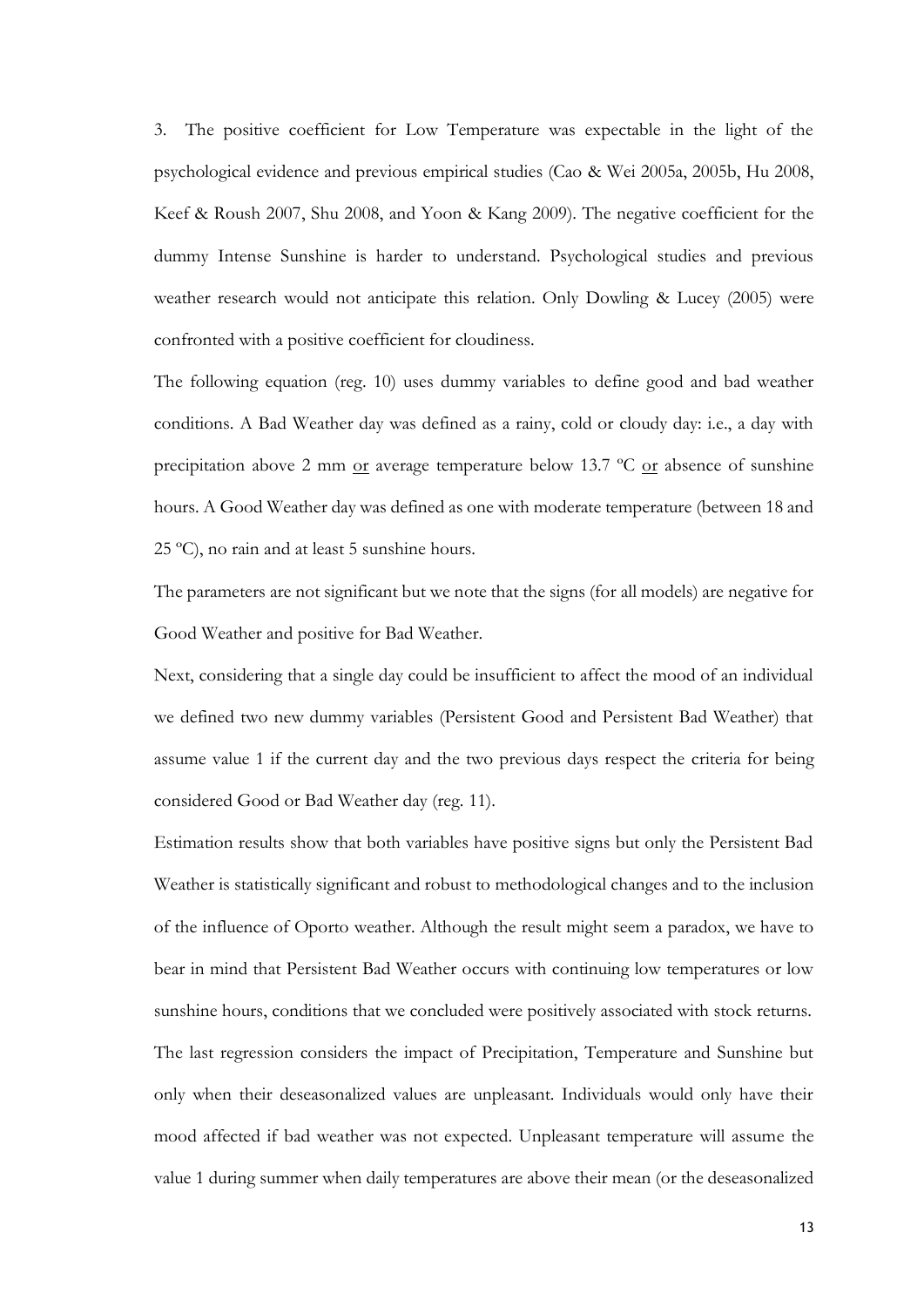3. The positive coefficient for Low Temperature was expectable in the light of the psychological evidence and previous empirical studies (Cao & Wei 2005a, 2005b, Hu 2008, Keef & Roush 2007, Shu 2008, and Yoon & Kang 2009). The negative coefficient for the dummy Intense Sunshine is harder to understand. Psychological studies and previous weather research would not anticipate this relation. Only Dowling & Lucey (2005) were confronted with a positive coefficient for cloudiness.

The following equation (reg. 10) uses dummy variables to define good and bad weather conditions. A Bad Weather day was defined as a rainy, cold or cloudy day: i.e., a day with precipitation above 2 mm <u>or</u> average temperature below 13.7 ºC <u>or</u> absence of sunshine hours. A Good Weather day was defined as one with moderate temperature (between 18 and 25 ºC), no rain and at least 5 sunshine hours.

The parameters are not significant but we note that the signs (for all models) are negative for Good Weather and positive for Bad Weather.

Next, considering that a single day could be insufficient to affect the mood of an individual we defined two new dummy variables (Persistent Good and Persistent Bad Weather) that assume value 1 if the current day and the two previous days respect the criteria for being considered Good or Bad Weather day (reg. 11).

Estimation results show that both variables have positive signs but only the Persistent Bad Weather is statistically significant and robust to methodological changes and to the inclusion of the influence of Oporto weather. Although the result might seem a paradox, we have to bear in mind that Persistent Bad Weather occurs with continuing low temperatures or low sunshine hours, conditions that we concluded were positively associated with stock returns.

The last regression considers the impact of Precipitation, Temperature and Sunshine but only when their deseasonalized values are unpleasant. Individuals would only have their mood affected if bad weather was not expected. Unpleasant temperature will assume the value 1 during summer when daily temperatures are above their mean (or the deseasonalized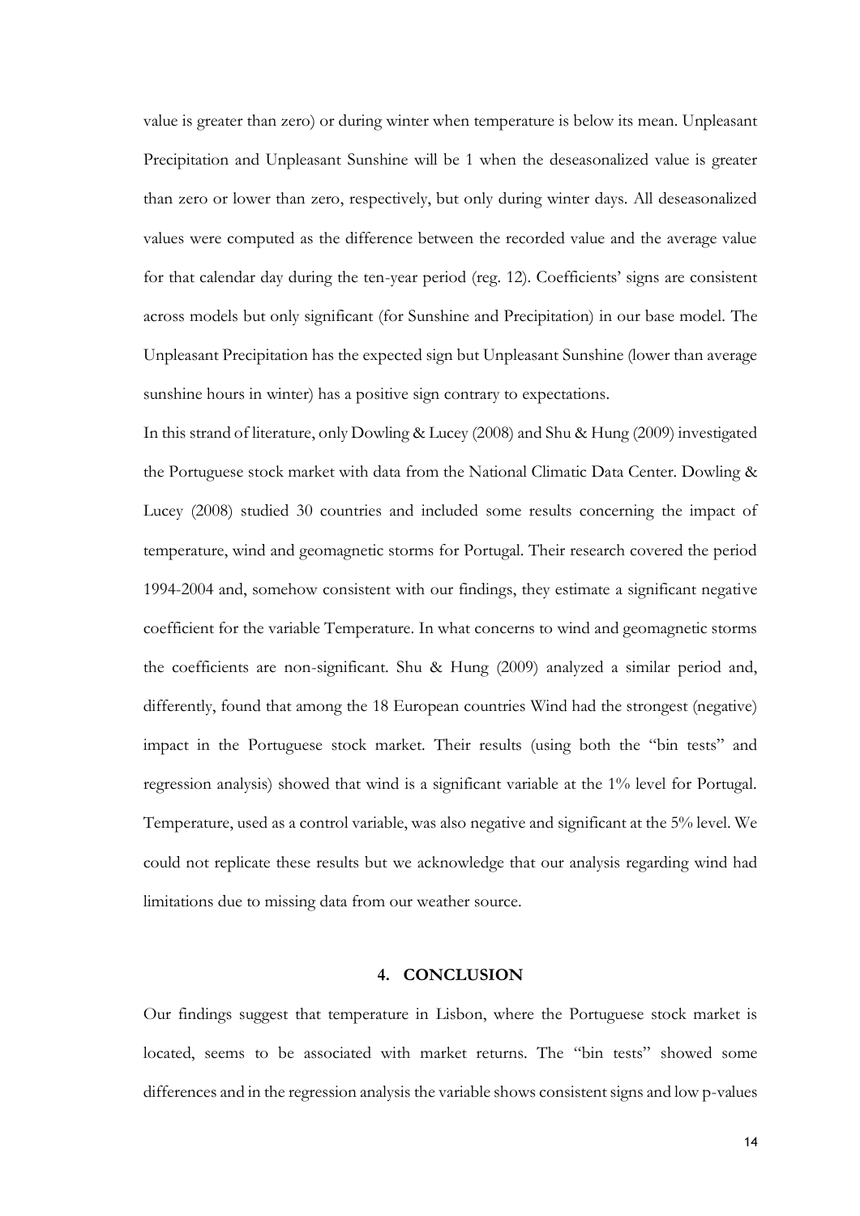value is greater than zero) or during winter when temperature is below its mean. Unpleasant Precipitation and Unpleasant Sunshine will be 1 when the deseasonalized value is greater than zero or lower than zero, respectively, but only during winter days. All deseasonalized values were computed as the difference between the recorded value and the average value for that calendar day during the ten-year period (reg. 12). Coefficients' signs are consistent across models but only significant (for Sunshine and Precipitation) in our base model. The Unpleasant Precipitation has the expected sign but Unpleasant Sunshine (lower than average sunshine hours in winter) has a positive sign contrary to expectations.

In this strand of literature, only Dowling & Lucey (2008) and Shu & Hung (2009) investigated the Portuguese stock market with data from the National Climatic Data Center. Dowling & Lucey (2008) studied 30 countries and included some results concerning the impact of temperature, wind and geomagnetic storms for Portugal. Their research covered the period 1994-2004 and, somehow consistent with our findings, they estimate a significant negative coefficient for the variable Temperature. In what concerns to wind and geomagnetic storms the coefficients are non-significant. Shu & Hung (2009) analyzed a similar period and, differently, found that among the 18 European countries Wind had the strongest (negative) impact in the Portuguese stock market. Their results (using both the "bin tests" and regression analysis) showed that wind is a significant variable at the 1% level for Portugal. Temperature, used as a control variable, was also negative and significant at the 5% level. We could not replicate these results but we acknowledge that our analysis regarding wind had limitations due to missing data from our weather source.

## 4. CONCLUSION

Our findings suggest that temperature in Lisbon, where the Portuguese stock market is located, seems to be associated with market returns. The "bin tests" showed some differences and in the regression analysis the variable shows consistent signs and low p-values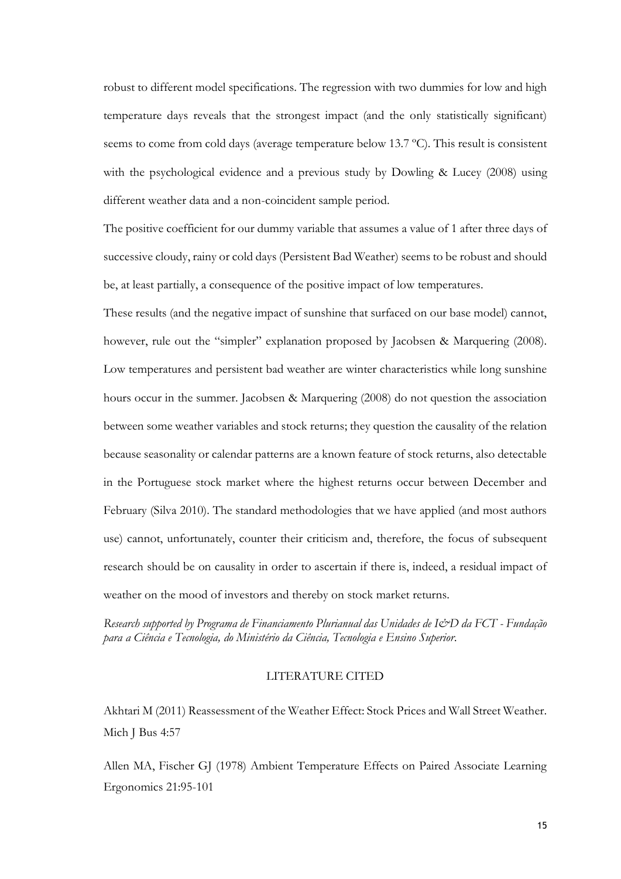robust to different model specifications. The regression with two dummies for low and high temperature days reveals that the strongest impact (and the only statistically significant) seems to come from cold days (average temperature below 13.7 ºC). This result is consistent with the psychological evidence and a previous study by Dowling & Lucey (2008) using different weather data and a non-coincident sample period.

The positive coefficient for our dummy variable that assumes a value of 1 after three days of successive cloudy, rainy or cold days (Persistent Bad Weather) seems to be robust and should be, at least partially, a consequence of the positive impact of low temperatures.

These results (and the negative impact of sunshine that surfaced on our base model) cannot, however, rule out the "simpler" explanation proposed by Jacobsen & Marquering (2008). Low temperatures and persistent bad weather are winter characteristics while long sunshine hours occur in the summer. Jacobsen & Marquering (2008) do not question the association between some weather variables and stock returns; they question the causality of the relation because seasonality or calendar patterns are a known feature of stock returns, also detectable in the Portuguese stock market where the highest returns occur between December and February (Silva 2010). The standard methodologies that we have applied (and most authors use) cannot, unfortunately, counter their criticism and, therefore, the focus of subsequent research should be on causality in order to ascertain if there is, indeed, a residual impact of weather on the mood of investors and thereby on stock market returns.

*Research supported by Programa de Financiamento Plurianual das Unidades de I&D da FCT - Fundação para a Ciência e Tecnologia, do Ministério da Ciência, Tecnologia e Ensino Superior.*

## LITERATURE CITED

Akhtari M (2011) Reassessment of the Weather Effect: Stock Prices and Wall Street Weather. Mich J Bus 4:57

Allen MA, Fischer GJ (1978) Ambient Temperature Effects on Paired Associate Learning Ergonomics 21:95-101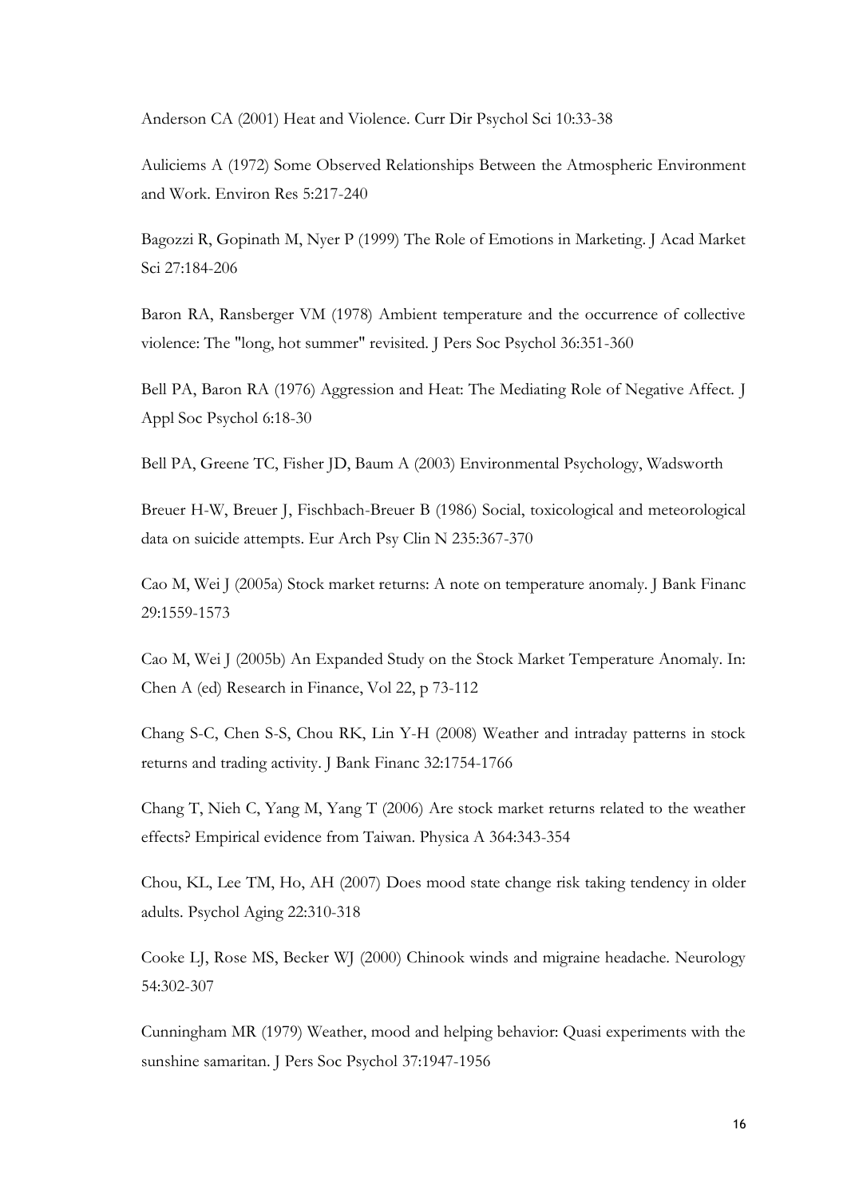Anderson CA (2001) Heat and Violence. Curr Dir Psychol Sci 10:33-38

Auliciems A (1972) Some Observed Relationships Between the Atmospheric Environment and Work. Environ Res 5:217-240

Bagozzi R, Gopinath M, Nyer P (1999) The Role of Emotions in Marketing. J Acad Market Sci 27:184-206

Baron RA, Ransberger VM (1978) Ambient temperature and the occurrence of collective violence: The "long, hot summer" revisited. J Pers Soc Psychol 36:351-360

Bell PA, Baron RA (1976) Aggression and Heat: The Mediating Role of Negative Affect. J Appl Soc Psychol 6:18-30

Bell PA, Greene TC, Fisher JD, Baum A (2003) Environmental Psychology, Wadsworth

Breuer H-W, Breuer J, Fischbach-Breuer B (1986) Social, toxicological and meteorological data on suicide attempts. Eur Arch Psy Clin N 235:367-370

Cao M, Wei J (2005a) Stock market returns: A note on temperature anomaly. J Bank Financ 29:1559-1573

Cao M, Wei J (2005b) An Expanded Study on the Stock Market Temperature Anomaly. In: Chen A (ed) Research in Finance, Vol 22, p 73-112

Chang S-C, Chen S-S, Chou RK, Lin Y-H (2008) Weather and intraday patterns in stock returns and trading activity. J Bank Financ 32:1754-1766

Chang T, Nieh C, Yang M, Yang T (2006) Are stock market returns related to the weather effects? Empirical evidence from Taiwan. Physica A 364:343-354

Chou, KL, Lee TM, Ho, AH (2007) Does mood state change risk taking tendency in older adults. Psychol Aging 22:310-318

Cooke LJ, Rose MS, Becker WJ (2000) Chinook winds and migraine headache. Neurology 54:302-307

Cunningham MR (1979) Weather, mood and helping behavior: Quasi experiments with the sunshine samaritan. J Pers Soc Psychol 37:1947-1956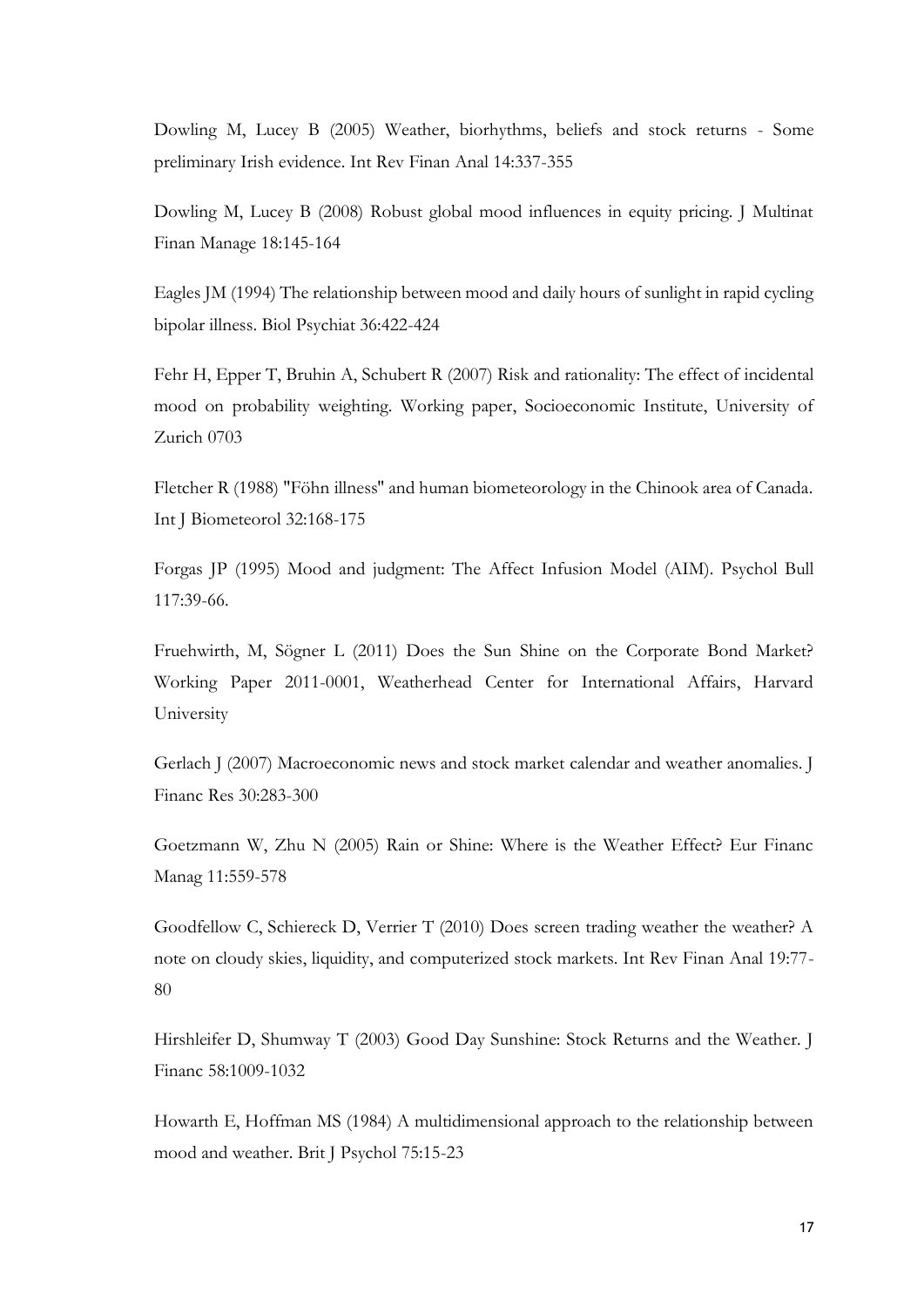Dowling M, Lucey B (2005) Weather, biorhythms, beliefs and stock returns - Some preliminary Irish evidence. Int Rev Finan Anal 14:337-355

Dowling M, Lucey B (2008) Robust global mood influences in equity pricing. J Multinat Finan Manage 18:145-164

Eagles JM (1994) The relationship between mood and daily hours of sunlight in rapid cycling bipolar illness. Biol Psychiat 36:422-424

Fehr H, Epper T, Bruhin A, Schubert R (2007) Risk and rationality: The effect of incidental mood on probability weighting. Working paper, Socioeconomic Institute, University of Zurich 0703

Fletcher R (1988) "Föhn illness" and human biometeorology in the Chinook area of Canada. Int J Biometeorol 32:168-175

Forgas JP (1995) Mood and judgment: The Affect Infusion Model (AIM). Psychol Bull 117:39-66.

Fruehwirth, M, Sögner L (2011) Does the Sun Shine on the Corporate Bond Market? Working Paper 2011-0001, Weatherhead Center for International Affairs, Harvard University

Gerlach J (2007) Macroeconomic news and stock market calendar and weather anomalies. J Financ Res 30:283-300

Goetzmann W, Zhu N (2005) Rain or Shine: Where is the Weather Effect? Eur Financ Manag 11:559-578

Goodfellow C, Schiereck D, Verrier T (2010) Does screen trading weather the weather? A note on cloudy skies, liquidity, and computerized stock markets. Int Rev Finan Anal 19:77-80

Hirshleifer D, Shumway T (2003) Good Day Sunshine: Stock Returns and the Weather. J Financ 58:1009-1032

Howarth E, Hoffman MS (1984) A multidimensional approach to the relationship between mood and weather. Brit J Psychol 75:15-23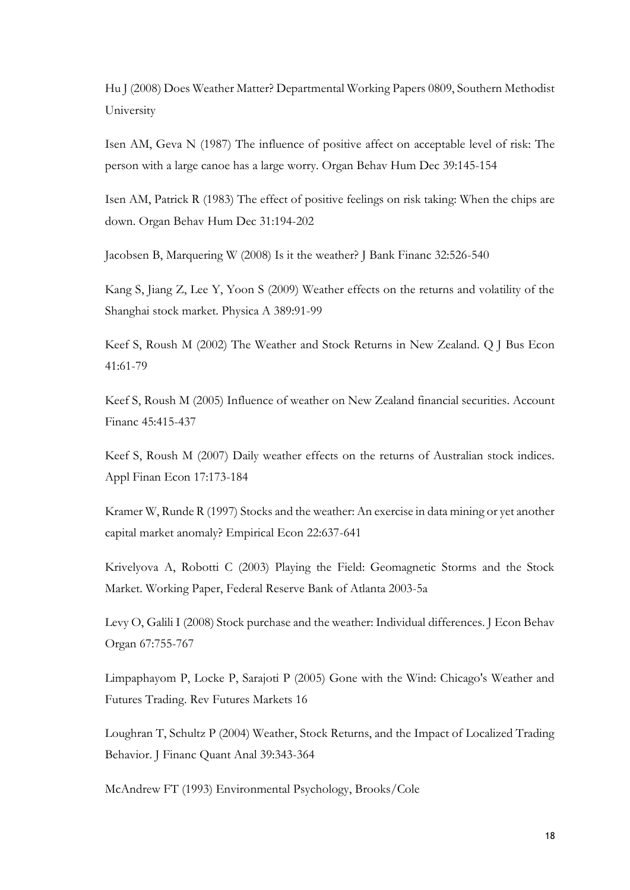Hu J (2008) Does Weather Matter? Departmental Working Papers 0809, Southern Methodist University

Isen AM, Geva N (1987) The influence of positive affect on acceptable level of risk: The person with a large canoe has a large worry. Organ Behav Hum Dec 39:145-154

Isen AM, Patrick R (1983) The effect of positive feelings on risk taking: When the chips are down. Organ Behav Hum Dec 31:194-202

Jacobsen B, Marquering W (2008) Is it the weather? J Bank Financ 32:526-540

Kang S, Jiang Z, Lee Y, Yoon S (2009) Weather effects on the returns and volatility of the Shanghai stock market. Physica A 389:91-99

Keef S, Roush M (2002) The Weather and Stock Returns in New Zealand. Q J Bus Econ 41:61-79

Keef S, Roush M (2005) Influence of weather on New Zealand financial securities. Account Financ 45:415-437

Keef S, Roush M (2007) Daily weather effects on the returns of Australian stock indices. Appl Finan Econ 17:173-184

Kramer W, Runde R (1997) Stocks and the weather: An exercise in data mining or yet another capital market anomaly? Empirical Econ 22:637-641

Krivelyova A, Robotti C (2003) Playing the Field: Geomagnetic Storms and the Stock Market. Working Paper, Federal Reserve Bank of Atlanta 2003-5a

Levy O, Galili I (2008) Stock purchase and the weather: Individual differences. J Econ Behav Organ 67:755-767

Limpaphayom P, Locke P, Sarajoti P (2005) Gone with the Wind: Chicago's Weather and Futures Trading. Rev Futures Markets 16

Loughran T, Schultz P (2004) Weather, Stock Returns, and the Impact of Localized Trading Behavior. J Financ Quant Anal 39:343-364

McAndrew FT (1993) Environmental Psychology, Brooks/Cole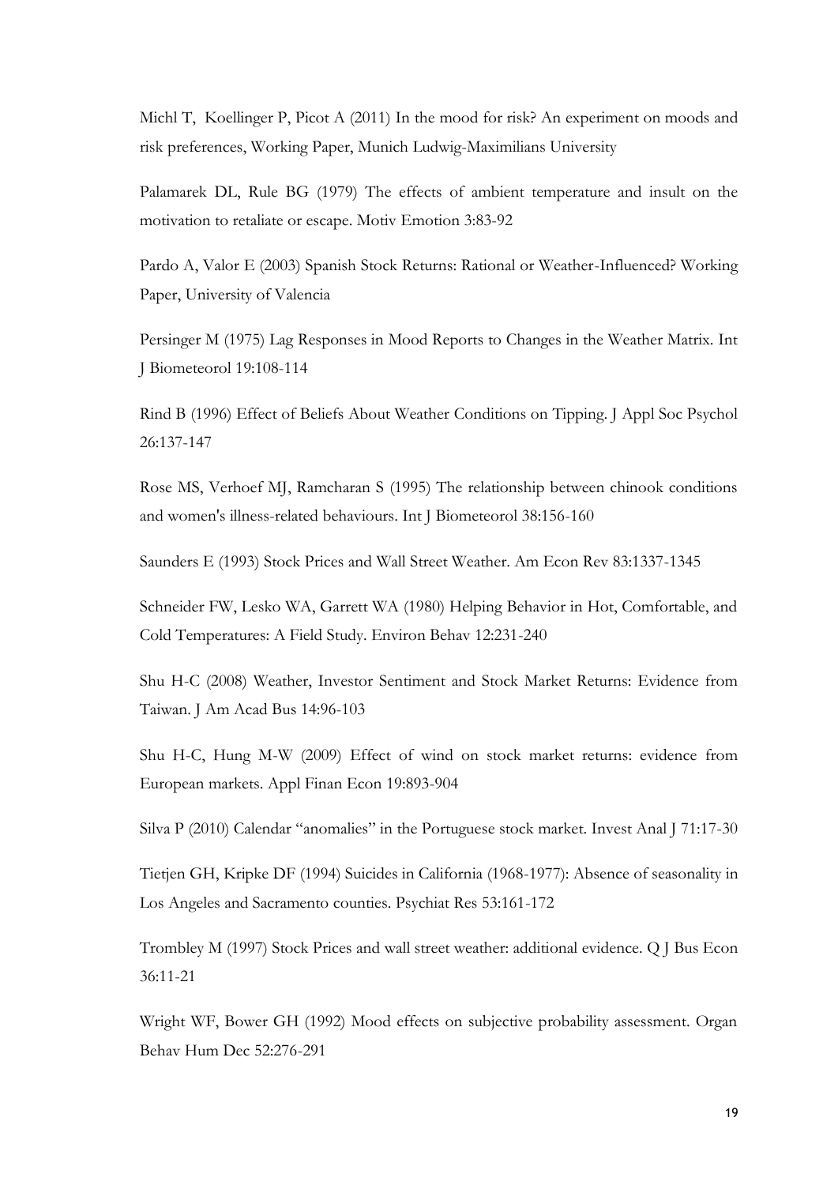Michl T, Koellinger P, Picot A (2011) In the mood for risk? An experiment on moods and risk preferences, Working Paper, Munich Ludwig-Maximilians University

Palamarek DL, Rule BG (1979) The effects of ambient temperature and insult on the motivation to retaliate or escape. Motiv Emotion 3:83-92

Pardo A, Valor E (2003) Spanish Stock Returns: Rational or Weather-Influenced? Working Paper, University of Valencia

Persinger M (1975) Lag Responses in Mood Reports to Changes in the Weather Matrix. Int J Biometeorol 19:108-114

Rind B (1996) Effect of Beliefs About Weather Conditions on Tipping. J Appl Soc Psychol 26:137-147

Rose MS, Verhoef MJ, Ramcharan S (1995) The relationship between chinook conditions and women's illness-related behaviours. Int J Biometeorol 38:156-160

Saunders E (1993) Stock Prices and Wall Street Weather. Am Econ Rev 83:1337-1345

Schneider FW, Lesko WA, Garrett WA (1980) Helping Behavior in Hot, Comfortable, and Cold Temperatures: A Field Study. Environ Behav 12:231-240

Shu H-C (2008) Weather, Investor Sentiment and Stock Market Returns: Evidence from Taiwan. J Am Acad Bus 14:96-103

Shu H-C, Hung M-W (2009) Effect of wind on stock market returns: evidence from European markets. Appl Finan Econ 19:893-904

Silva P (2010) Calendar "anomalies" in the Portuguese stock market. Invest Anal J 71:17-30

Tietjen GH, Kripke DF (1994) Suicides in California (1968-1977): Absence of seasonality in Los Angeles and Sacramento counties. Psychiat Res 53:161-172

Trombley M (1997) Stock Prices and wall street weather: additional evidence. Q J Bus Econ 36:11-21

Wright WF, Bower GH (1992) Mood effects on subjective probability assessment. Organ Behav Hum Dec 52:276-291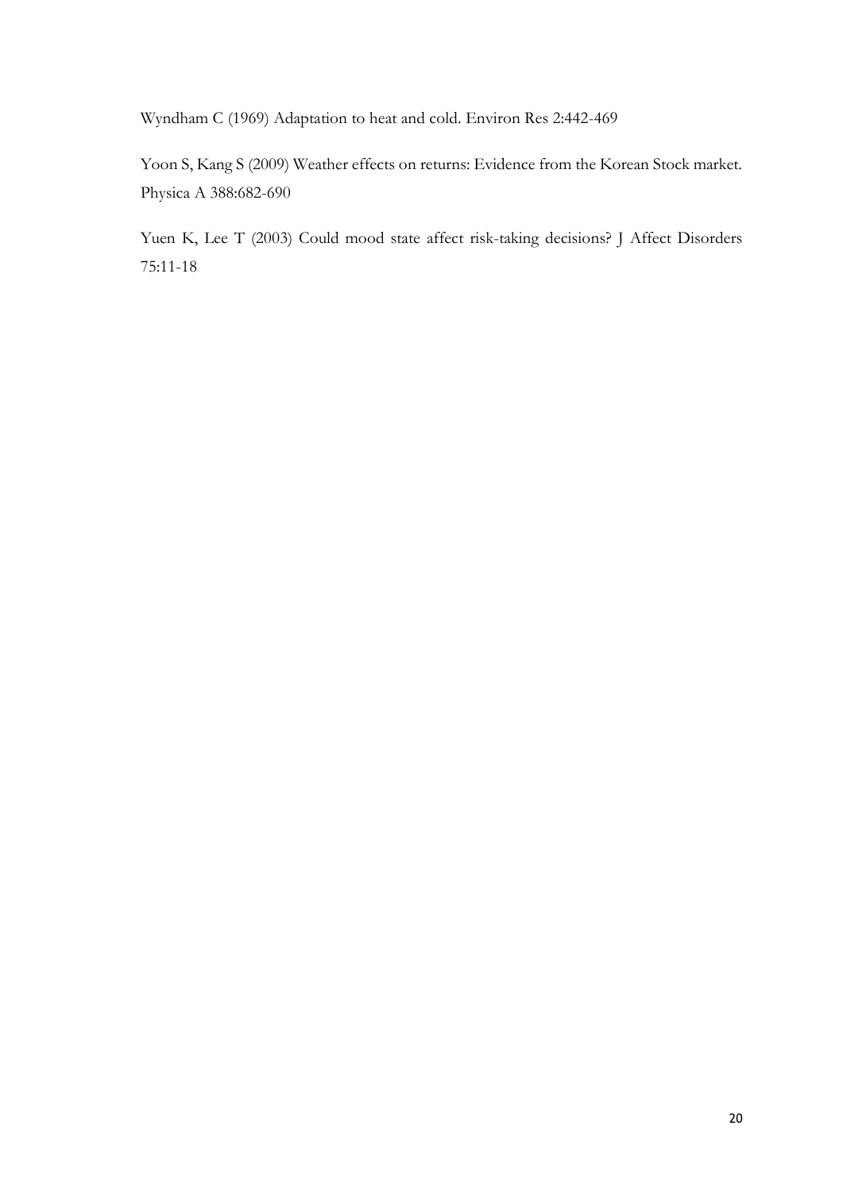Wyndham C (1969) Adaptation to heat and cold. Environ Res 2:442-469

Yoon S, Kang S (2009) Weather effects on returns: Evidence from the Korean Stock market. Physica A 388:682-690

Yuen K, Lee T (2003) Could mood state affect risk-taking decisions? J Affect Disorders 75:11-18